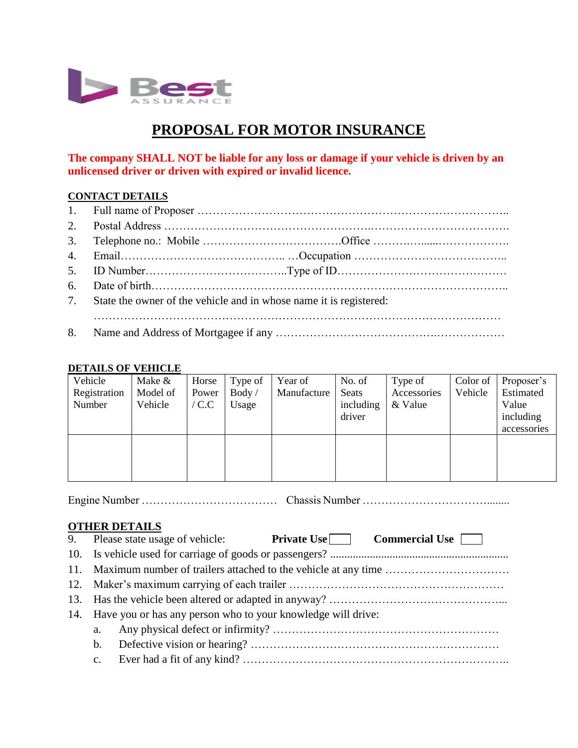Best ASSURANCE

# PROPOSAL FOR MOTOR INSURANCE

**The company SHALL NOT be liable for any loss or damage if your vehicle is driven by an unlicensed driver or driven with expired or invalid licence.**

## CONTACT DETAILS

1. Full name of Proposer ……………………………………………………………………..
2. Postal Address ……………………………………………..………………………………
3. Telephone no.: Mobile ………………………………Office ……….….....………………
4. Email…………………………………….. …Occupation …………………………………..
5. ID Number………………………………..Type of ID………………………………………
6. Date of birth…………………………………………………………………………………..
7. State the owner of the vehicle and in whose name it is registered:

   ………………………………………………………………………….……………………

8. Name and Address of Mortgagee if any ……………………………………..………………

## DETAILS OF VEHICLE

| Vehicle Registration Number | Make & Model of Vehicle | Horse Power / C.C | Type of Body / Usage | Year of Manufacture | No. of Seats including driver | Type of Accessories & Value | Color of Vehicle | Proposer's Estimated Value including accessories |
|---|---|---|---|---|---|---|---|---|
| | | | | | | | | |

Engine Number ……………………………… Chassis Number ……………………………........

## OTHER DETAILS

9. Please state usage of vehicle: **Private Use** ☐ **Commercial Use** ☐
10. Is vehicle used for carriage of goods or passengers? ..............................................................
11. Maximum number of trailers attached to the vehicle at any time ……………………………
12. Maker's maximum carrying of each trailer …………………………………………………
13. Has the vehicle been altered or adapted in anyway? ………………………………………...
14. Have you or has any person who to your knowledge will drive:
    a. Any physical defect or infirmity? …………………………………………………
    b. Defective vision or hearing? ………………………………………………………
    c. Ever had a fit of any kind? ………………………………………………………..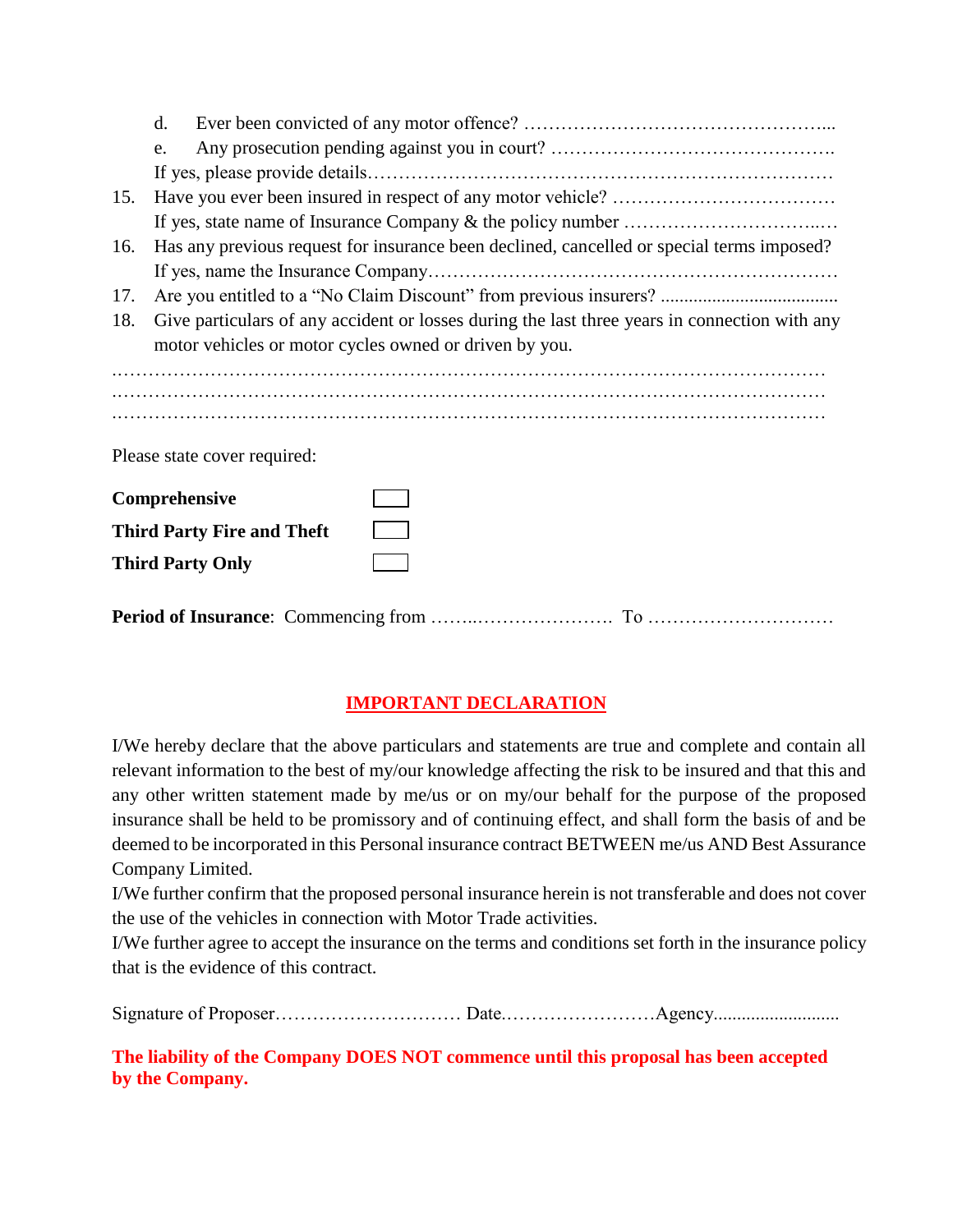d. Ever been convicted of any motor offence? …………………………………………...

e. Any prosecution pending against you in court? ……………………………………….

If yes, please provide details………………………………………………………………

15. Have you ever been insured in respect of any motor vehicle? ………………………………

If yes, state name of Insurance Company & the policy number …………………………..…

16. Has any previous request for insurance been declined, cancelled or special terms imposed?

If yes, name the Insurance Company………………………………………………………

17. Are you entitled to a "No Claim Discount" from previous insurers? ......................................

18. Give particulars of any accident or losses during the last three years in connection with any motor vehicles or motor cycles owned or driven by you.

…………………………………………………………………………………………………

…………………………………………………………………………………………………

…………………………………………………………………………………………………

Please state cover required:

**Comprehensive** ☐

**Third Party Fire and Theft** ☐

**Third Party Only** ☐

**Period of Insurance**: Commencing from ……..…………………. To …………………………

## IMPORTANT DECLARATION

I/We hereby declare that the above particulars and statements are true and complete and contain all relevant information to the best of my/our knowledge affecting the risk to be insured and that this and any other written statement made by me/us or on my/our behalf for the purpose of the proposed insurance shall be held to be promissory and of continuing effect, and shall form the basis of and be deemed to be incorporated in this Personal insurance contract BETWEEN me/us AND Best Assurance Company Limited.

I/We further confirm that the proposed personal insurance herein is not transferable and does not cover the use of the vehicles in connection with Motor Trade activities.

I/We further agree to accept the insurance on the terms and conditions set forth in the insurance policy that is the evidence of this contract.

Signature of Proposer………………………… Date.……………………Agency...........................

**The liability of the Company DOES NOT commence until this proposal has been accepted by the Company.**